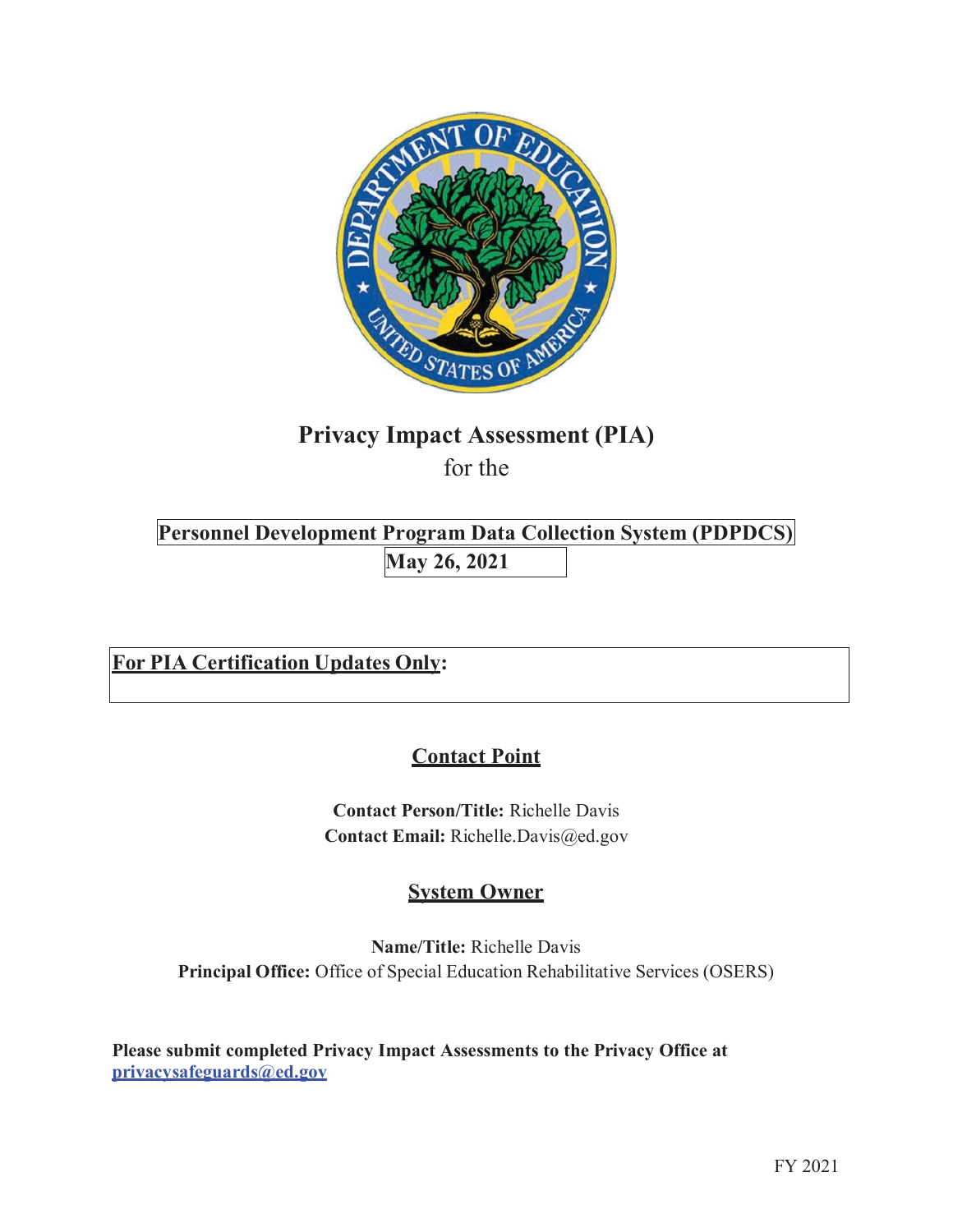# Privacy Impact Assessment (PIA)

for the

**Personnel Development Program Data Collection System (PDPDCS)**

**May 26, 2021**

**For PIA Certification Updates Only:**

## Contact Point

**Contact Person/Title:** Richelle Davis
**Contact Email:** Richelle.Davis@ed.gov

## System Owner

**Name/Title:** Richelle Davis
**Principal Office:** Office of Special Education Rehabilitative Services (OSERS)

**Please submit completed Privacy Impact Assessments to the Privacy Office at privacysafeguards@ed.gov**

FY 2021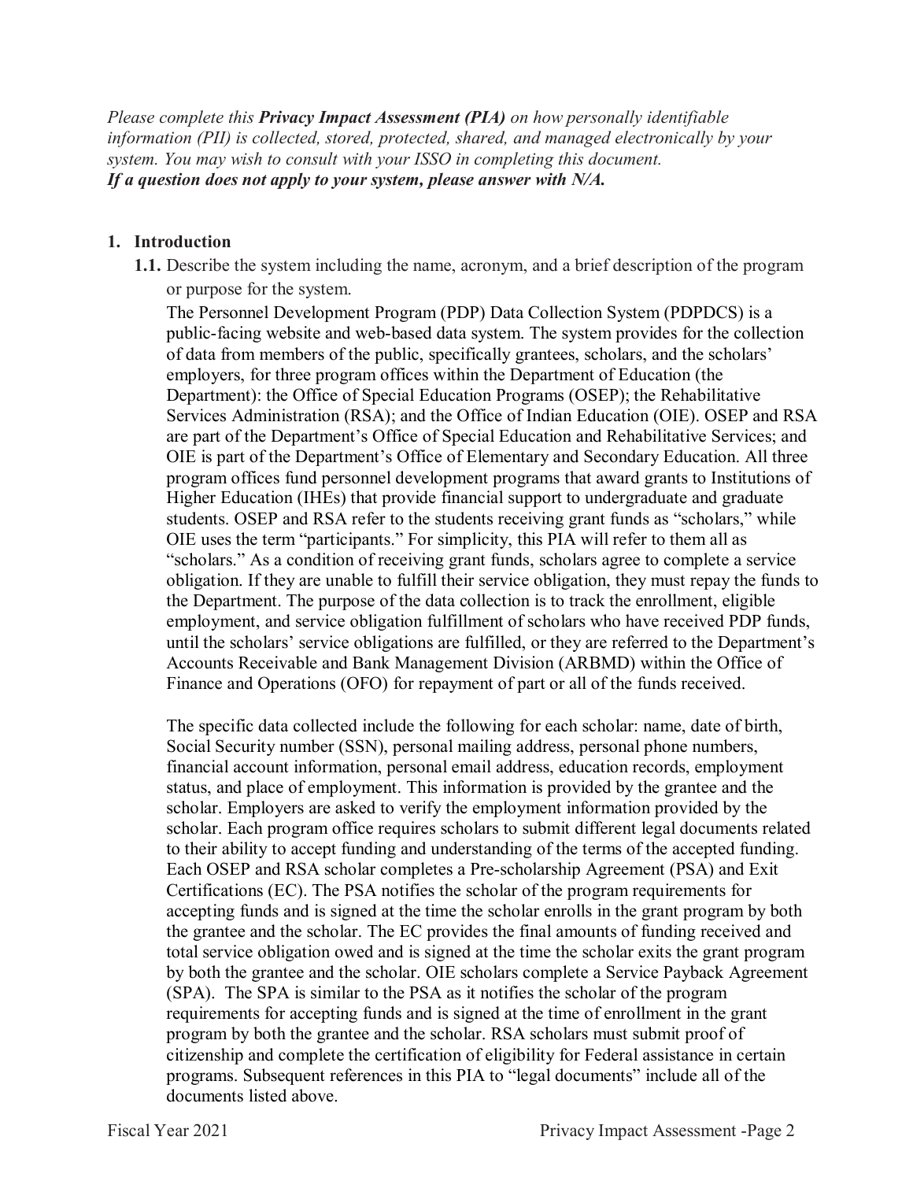*Please complete this **Privacy Impact Assessment (PIA)** on how personally identifiable information (PII) is collected, stored, protected, shared, and managed electronically by your system. You may wish to consult with your ISSO in completing this document.*
***If a question does not apply to your system, please answer with N/A.***

## 1. Introduction

**1.1.** Describe the system including the name, acronym, and a brief description of the program or purpose for the system.

The Personnel Development Program (PDP) Data Collection System (PDPDCS) is a public-facing website and web-based data system. The system provides for the collection of data from members of the public, specifically grantees, scholars, and the scholars' employers, for three program offices within the Department of Education (the Department): the Office of Special Education Programs (OSEP); the Rehabilitative Services Administration (RSA); and the Office of Indian Education (OIE). OSEP and RSA are part of the Department's Office of Special Education and Rehabilitative Services; and OIE is part of the Department's Office of Elementary and Secondary Education. All three program offices fund personnel development programs that award grants to Institutions of Higher Education (IHEs) that provide financial support to undergraduate and graduate students. OSEP and RSA refer to the students receiving grant funds as "scholars," while OIE uses the term "participants." For simplicity, this PIA will refer to them all as "scholars." As a condition of receiving grant funds, scholars agree to complete a service obligation. If they are unable to fulfill their service obligation, they must repay the funds to the Department. The purpose of the data collection is to track the enrollment, eligible employment, and service obligation fulfillment of scholars who have received PDP funds, until the scholars' service obligations are fulfilled, or they are referred to the Department's Accounts Receivable and Bank Management Division (ARBMD) within the Office of Finance and Operations (OFO) for repayment of part or all of the funds received.

The specific data collected include the following for each scholar: name, date of birth, Social Security number (SSN), personal mailing address, personal phone numbers, financial account information, personal email address, education records, employment status, and place of employment. This information is provided by the grantee and the scholar. Employers are asked to verify the employment information provided by the scholar. Each program office requires scholars to submit different legal documents related to their ability to accept funding and understanding of the terms of the accepted funding. Each OSEP and RSA scholar completes a Pre-scholarship Agreement (PSA) and Exit Certifications (EC). The PSA notifies the scholar of the program requirements for accepting funds and is signed at the time the scholar enrolls in the grant program by both the grantee and the scholar. The EC provides the final amounts of funding received and total service obligation owed and is signed at the time the scholar exits the grant program by both the grantee and the scholar. OIE scholars complete a Service Payback Agreement (SPA). The SPA is similar to the PSA as it notifies the scholar of the program requirements for accepting funds and is signed at the time of enrollment in the grant program by both the grantee and the scholar. RSA scholars must submit proof of citizenship and complete the certification of eligibility for Federal assistance in certain programs. Subsequent references in this PIA to "legal documents" include all of the documents listed above.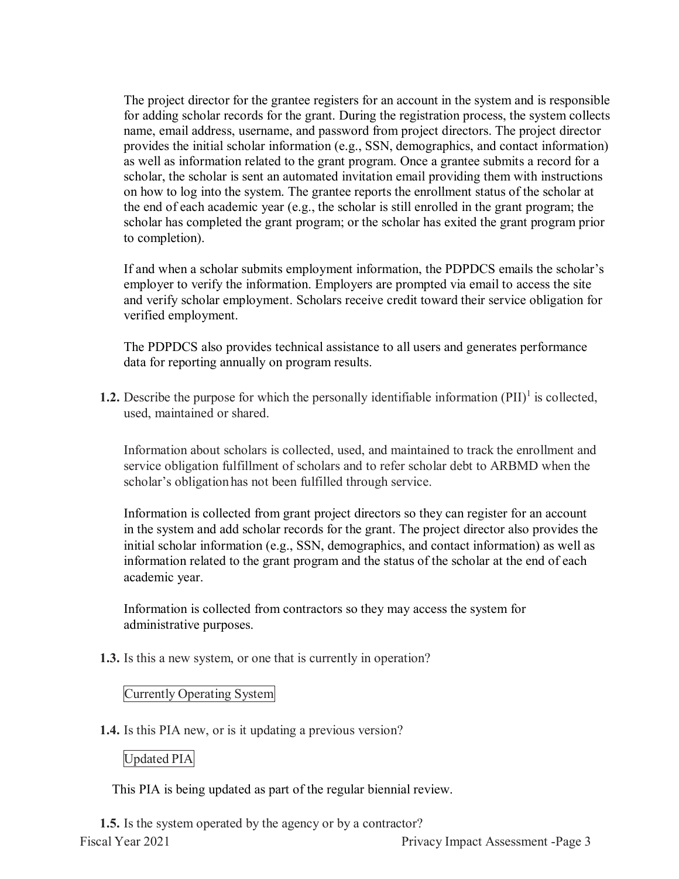The project director for the grantee registers for an account in the system and is responsible for adding scholar records for the grant. During the registration process, the system collects name, email address, username, and password from project directors. The project director provides the initial scholar information (e.g., SSN, demographics, and contact information) as well as information related to the grant program. Once a grantee submits a record for a scholar, the scholar is sent an automated invitation email providing them with instructions on how to log into the system. The grantee reports the enrollment status of the scholar at the end of each academic year (e.g., the scholar is still enrolled in the grant program; the scholar has completed the grant program; or the scholar has exited the grant program prior to completion).

If and when a scholar submits employment information, the PDPDCS emails the scholar's employer to verify the information. Employers are prompted via email to access the site and verify scholar employment. Scholars receive credit toward their service obligation for verified employment.

The PDPDCS also provides technical assistance to all users and generates performance data for reporting annually on program results.

**1.2.** Describe the purpose for which the personally identifiable information (PII)[1] is collected, used, maintained or shared.

Information about scholars is collected, used, and maintained to track the enrollment and service obligation fulfillment of scholars and to refer scholar debt to ARBMD when the scholar's obligation has not been fulfilled through service.

Information is collected from grant project directors so they can register for an account in the system and add scholar records for the grant. The project director also provides the initial scholar information (e.g., SSN, demographics, and contact information) as well as information related to the grant program and the status of the scholar at the end of each academic year.

Information is collected from contractors so they may access the system for administrative purposes.

**1.3.** Is this a new system, or one that is currently in operation?

Currently Operating System

**1.4.** Is this PIA new, or is it updating a previous version?

Updated PIA

This PIA is being updated as part of the regular biennial review.

**1.5.** Is the system operated by the agency or by a contractor?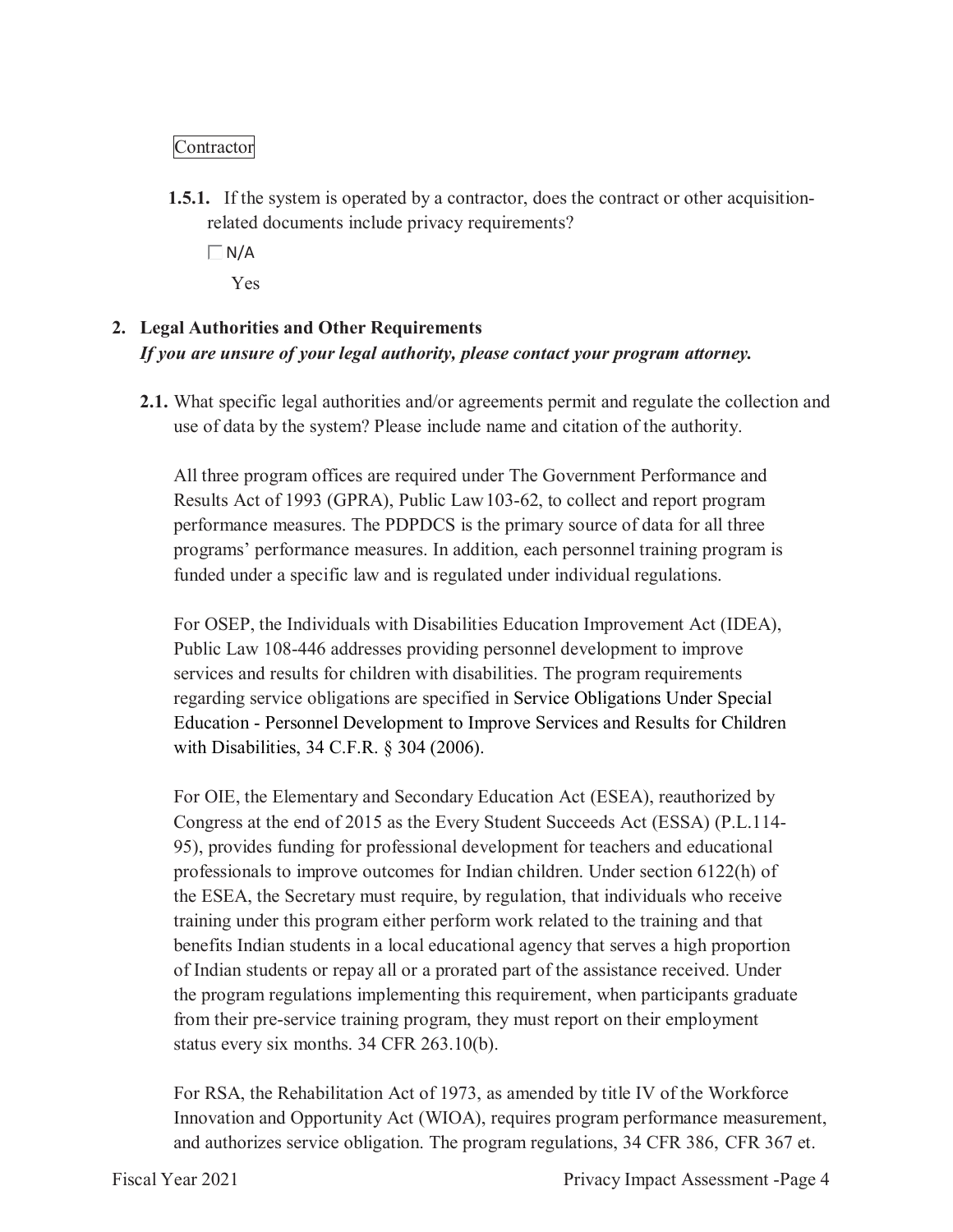Contractor

**1.5.1.** If the system is operated by a contractor, does the contract or other acquisition-related documents include privacy requirements?

☐ N/A

Yes

## 2. Legal Authorities and Other Requirements

***If you are unsure of your legal authority, please contact your program attorney.***

**2.1.** What specific legal authorities and/or agreements permit and regulate the collection and use of data by the system? Please include name and citation of the authority.

All three program offices are required under The Government Performance and Results Act of 1993 (GPRA), Public Law 103-62, to collect and report program performance measures. The PDPDCS is the primary source of data for all three programs' performance measures. In addition, each personnel training program is funded under a specific law and is regulated under individual regulations.

For OSEP, the Individuals with Disabilities Education Improvement Act (IDEA), Public Law 108-446 addresses providing personnel development to improve services and results for children with disabilities. The program requirements regarding service obligations are specified in Service Obligations Under Special Education - Personnel Development to Improve Services and Results for Children with Disabilities, 34 C.F.R. § 304 (2006).

For OIE, the Elementary and Secondary Education Act (ESEA), reauthorized by Congress at the end of 2015 as the Every Student Succeeds Act (ESSA) (P.L.114-95), provides funding for professional development for teachers and educational professionals to improve outcomes for Indian children. Under section 6122(h) of the ESEA, the Secretary must require, by regulation, that individuals who receive training under this program either perform work related to the training and that benefits Indian students in a local educational agency that serves a high proportion of Indian students or repay all or a prorated part of the assistance received. Under the program regulations implementing this requirement, when participants graduate from their pre-service training program, they must report on their employment status every six months. 34 CFR 263.10(b).

For RSA, the Rehabilitation Act of 1973, as amended by title IV of the Workforce Innovation and Opportunity Act (WIOA), requires program performance measurement, and authorizes service obligation. The program regulations, 34 CFR 386, CFR 367 et.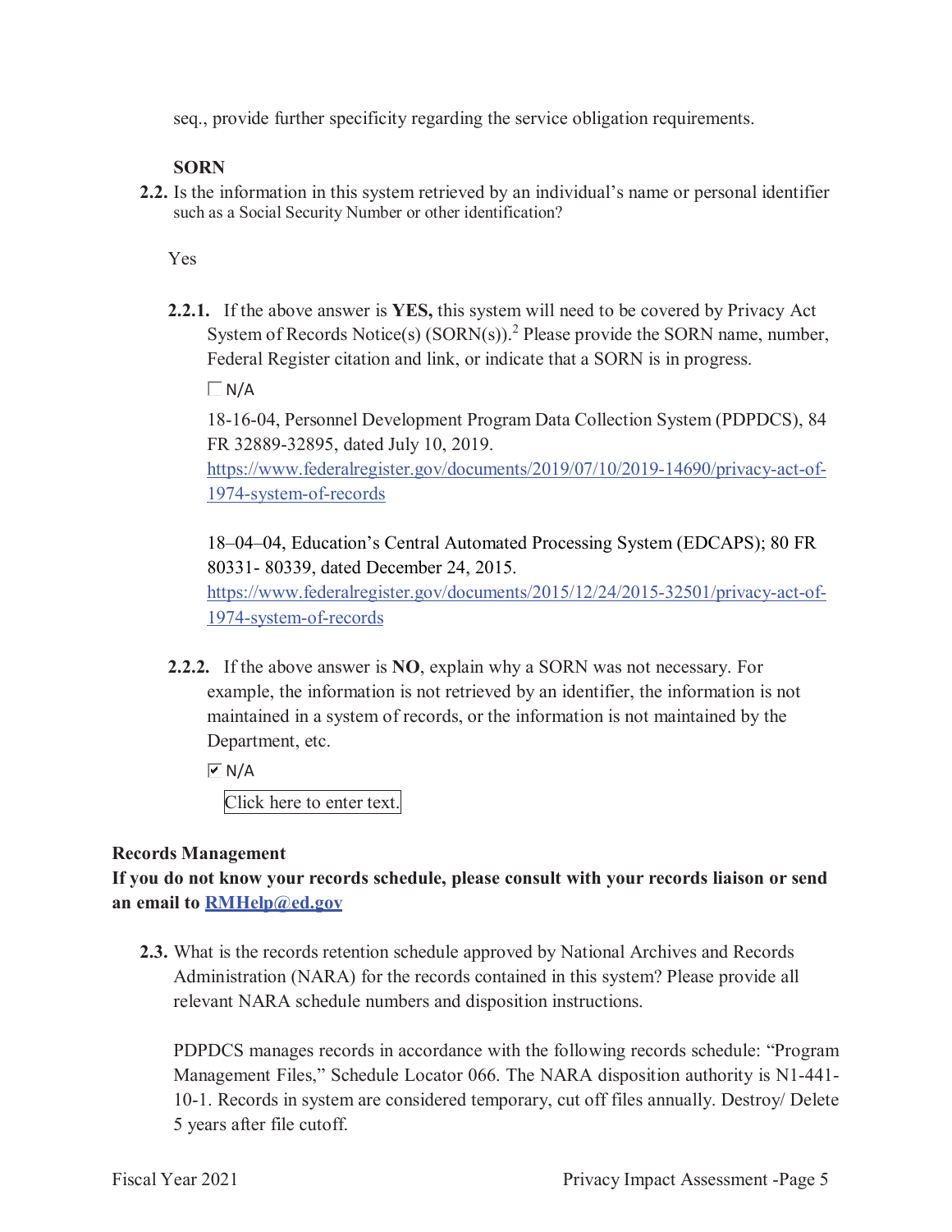seq., provide further specificity regarding the service obligation requirements.

**SORN**

**2.2.** Is the information in this system retrieved by an individual's name or personal identifier such as a Social Security Number or other identification?

Yes

**2.2.1.** If the above answer is **YES,** this system will need to be covered by Privacy Act System of Records Notice(s) (SORN(s)).[2] Please provide the SORN name, number, Federal Register citation and link, or indicate that a SORN is in progress.

☐ N/A

18-16-04, Personnel Development Program Data Collection System (PDPDCS), 84 FR 32889-32895, dated July 10, 2019.
https://www.federalregister.gov/documents/2019/07/10/2019-14690/privacy-act-of-1974-system-of-records

18–04–04, Education's Central Automated Processing System (EDCAPS); 80 FR 80331- 80339, dated December 24, 2015.
https://www.federalregister.gov/documents/2015/12/24/2015-32501/privacy-act-of-1974-system-of-records

**2.2.2.** If the above answer is **NO**, explain why a SORN was not necessary. For example, the information is not retrieved by an identifier, the information is not maintained in a system of records, or the information is not maintained by the Department, etc.

☑ N/A

Click here to enter text.

**Records Management**

**If you do not know your records schedule, please consult with your records liaison or send an email to RMHelp@ed.gov**

**2.3.** What is the records retention schedule approved by National Archives and Records Administration (NARA) for the records contained in this system? Please provide all relevant NARA schedule numbers and disposition instructions.

PDPDCS manages records in accordance with the following records schedule: "Program Management Files," Schedule Locator 066. The NARA disposition authority is N1-441-10-1. Records in system are considered temporary, cut off files annually. Destroy/ Delete 5 years after file cutoff.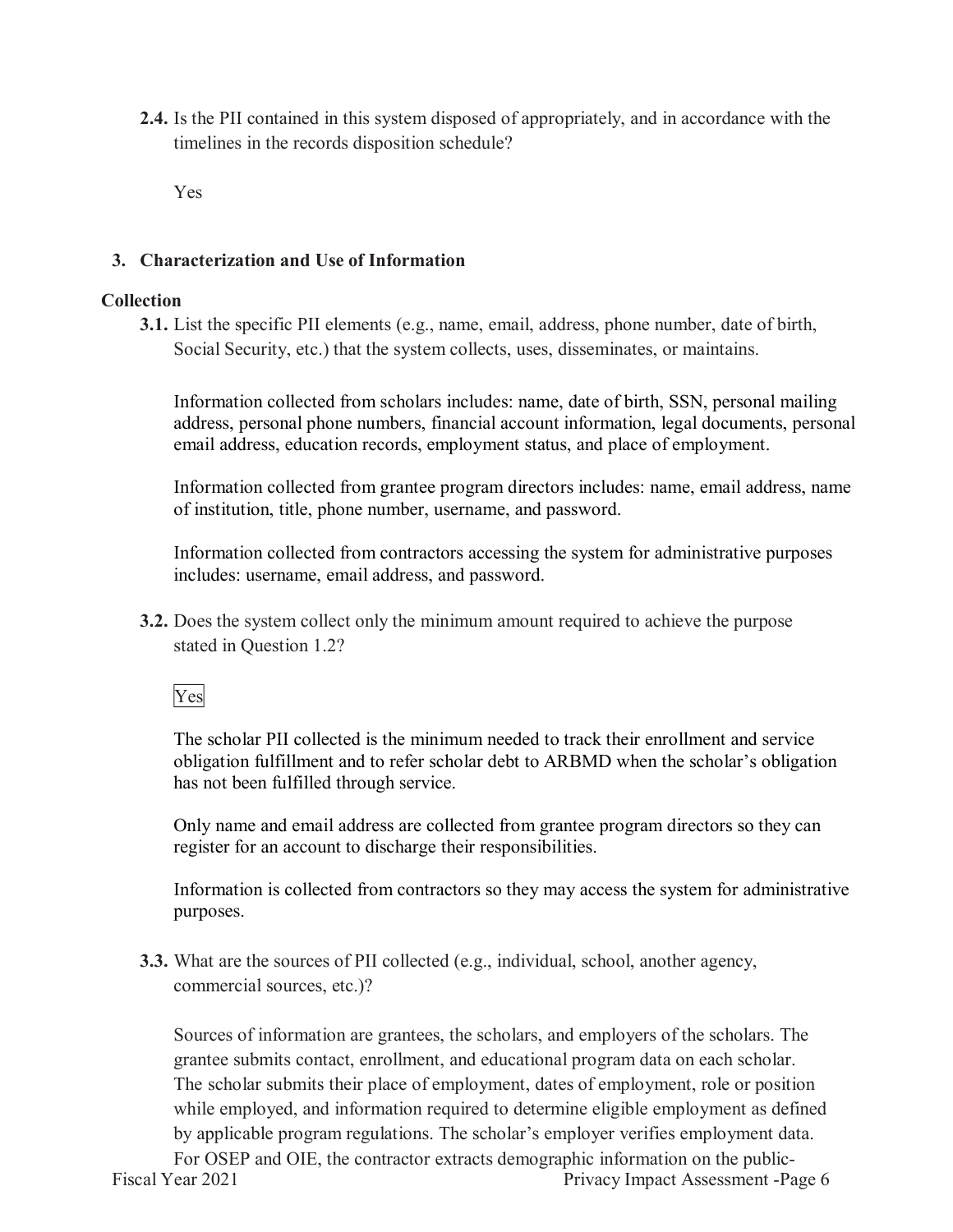**2.4.** Is the PII contained in this system disposed of appropriately, and in accordance with the timelines in the records disposition schedule?

Yes

## 3. Characterization and Use of Information

### Collection

**3.1.** List the specific PII elements (e.g., name, email, address, phone number, date of birth, Social Security, etc.) that the system collects, uses, disseminates, or maintains.

Information collected from scholars includes: name, date of birth, SSN, personal mailing address, personal phone numbers, financial account information, legal documents, personal email address, education records, employment status, and place of employment.

Information collected from grantee program directors includes: name, email address, name of institution, title, phone number, username, and password.

Information collected from contractors accessing the system for administrative purposes includes: username, email address, and password.

**3.2.** Does the system collect only the minimum amount required to achieve the purpose stated in Question 1.2?

Yes

The scholar PII collected is the minimum needed to track their enrollment and service obligation fulfillment and to refer scholar debt to ARBMD when the scholar's obligation has not been fulfilled through service.

Only name and email address are collected from grantee program directors so they can register for an account to discharge their responsibilities.

Information is collected from contractors so they may access the system for administrative purposes.

**3.3.** What are the sources of PII collected (e.g., individual, school, another agency, commercial sources, etc.)?

Sources of information are grantees, the scholars, and employers of the scholars. The grantee submits contact, enrollment, and educational program data on each scholar. The scholar submits their place of employment, dates of employment, role or position while employed, and information required to determine eligible employment as defined by applicable program regulations. The scholar's employer verifies employment data. For OSEP and OIE, the contractor extracts demographic information on the public-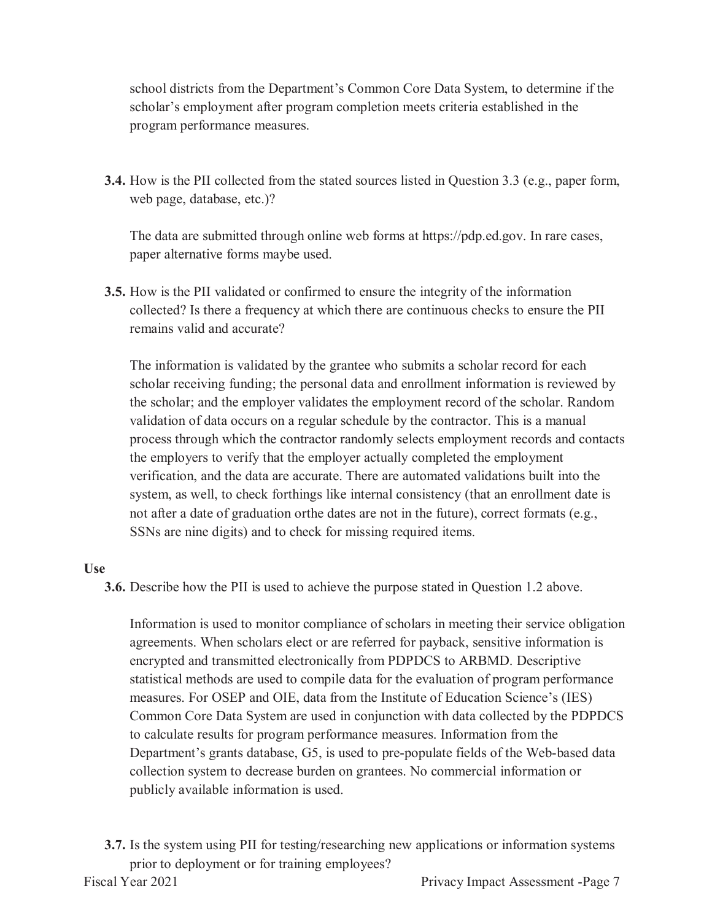school districts from the Department's Common Core Data System, to determine if the scholar's employment after program completion meets criteria established in the program performance measures.

**3.4.** How is the PII collected from the stated sources listed in Question 3.3 (e.g., paper form, web page, database, etc.)?

The data are submitted through online web forms at https://pdp.ed.gov. In rare cases, paper alternative forms maybe used.

**3.5.** How is the PII validated or confirmed to ensure the integrity of the information collected? Is there a frequency at which there are continuous checks to ensure the PII remains valid and accurate?

The information is validated by the grantee who submits a scholar record for each scholar receiving funding; the personal data and enrollment information is reviewed by the scholar; and the employer validates the employment record of the scholar. Random validation of data occurs on a regular schedule by the contractor. This is a manual process through which the contractor randomly selects employment records and contacts the employers to verify that the employer actually completed the employment verification, and the data are accurate. There are automated validations built into the system, as well, to check forthings like internal consistency (that an enrollment date is not after a date of graduation orthe dates are not in the future), correct formats (e.g., SSNs are nine digits) and to check for missing required items.

**Use**

**3.6.** Describe how the PII is used to achieve the purpose stated in Question 1.2 above.

Information is used to monitor compliance of scholars in meeting their service obligation agreements. When scholars elect or are referred for payback, sensitive information is encrypted and transmitted electronically from PDPDCS to ARBMD. Descriptive statistical methods are used to compile data for the evaluation of program performance measures. For OSEP and OIE, data from the Institute of Education Science's (IES) Common Core Data System are used in conjunction with data collected by the PDPDCS to calculate results for program performance measures. Information from the Department's grants database, G5, is used to pre-populate fields of the Web-based data collection system to decrease burden on grantees. No commercial information or publicly available information is used.

**3.7.** Is the system using PII for testing/researching new applications or information systems prior to deployment or for training employees?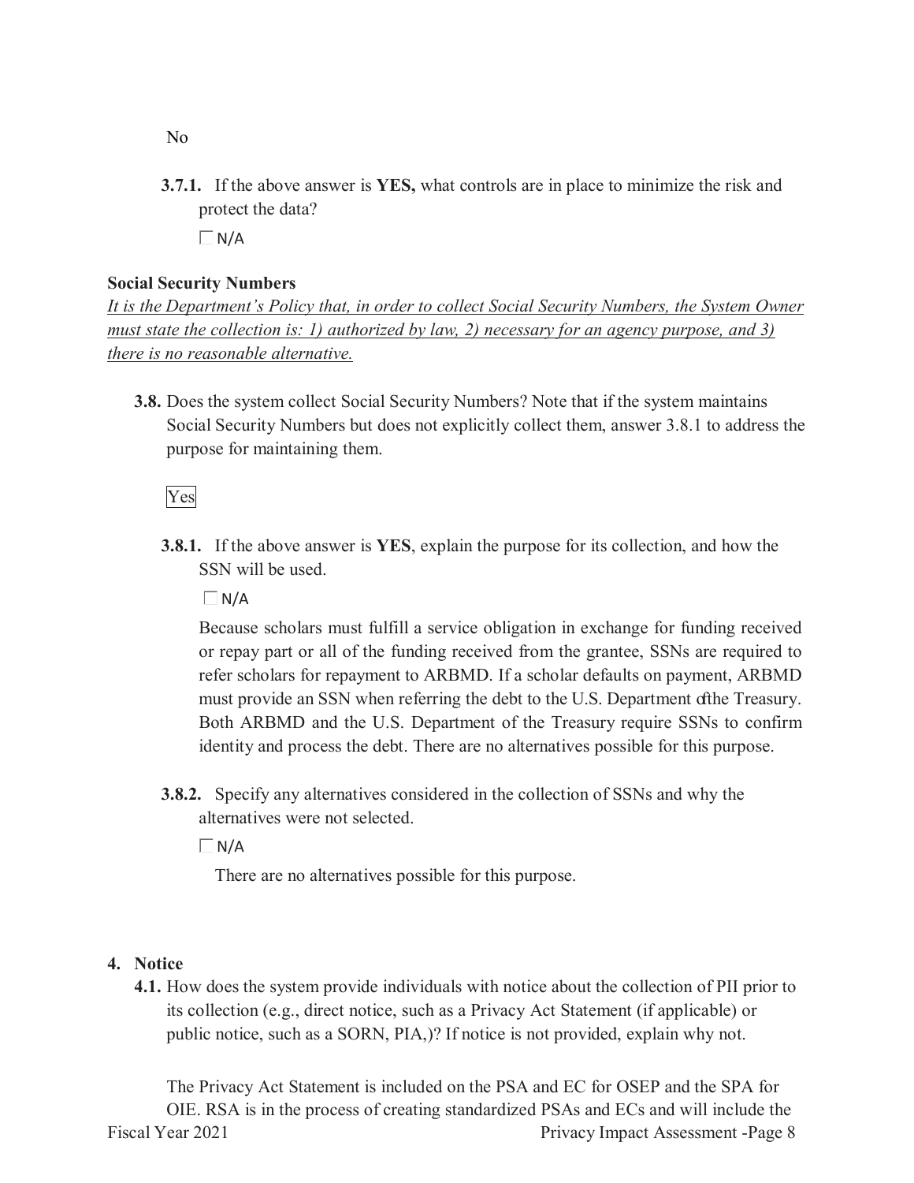No

**3.7.1.** If the above answer is **YES,** what controls are in place to minimize the risk and protect the data?

☐ N/A

**Social Security Numbers**

*It is the Department's Policy that, in order to collect Social Security Numbers, the System Owner must state the collection is: 1) authorized by law, 2) necessary for an agency purpose, and 3) there is no reasonable alternative.*

**3.8.** Does the system collect Social Security Numbers? Note that if the system maintains Social Security Numbers but does not explicitly collect them, answer 3.8.1 to address the purpose for maintaining them.

Yes

**3.8.1.** If the above answer is **YES**, explain the purpose for its collection, and how the SSN will be used.

☐ N/A

Because scholars must fulfill a service obligation in exchange for funding received or repay part or all of the funding received from the grantee, SSNs are required to refer scholars for repayment to ARBMD. If a scholar defaults on payment, ARBMD must provide an SSN when referring the debt to the U.S. Department of the Treasury. Both ARBMD and the U.S. Department of the Treasury require SSNs to confirm identity and process the debt. There are no alternatives possible for this purpose.

**3.8.2.** Specify any alternatives considered in the collection of SSNs and why the alternatives were not selected.

☐ N/A

There are no alternatives possible for this purpose.

## 4. Notice

**4.1.** How does the system provide individuals with notice about the collection of PII prior to its collection (e.g., direct notice, such as a Privacy Act Statement (if applicable) or public notice, such as a SORN, PIA,)? If notice is not provided, explain why not.

The Privacy Act Statement is included on the PSA and EC for OSEP and the SPA for OIE. RSA is in the process of creating standardized PSAs and ECs and will include the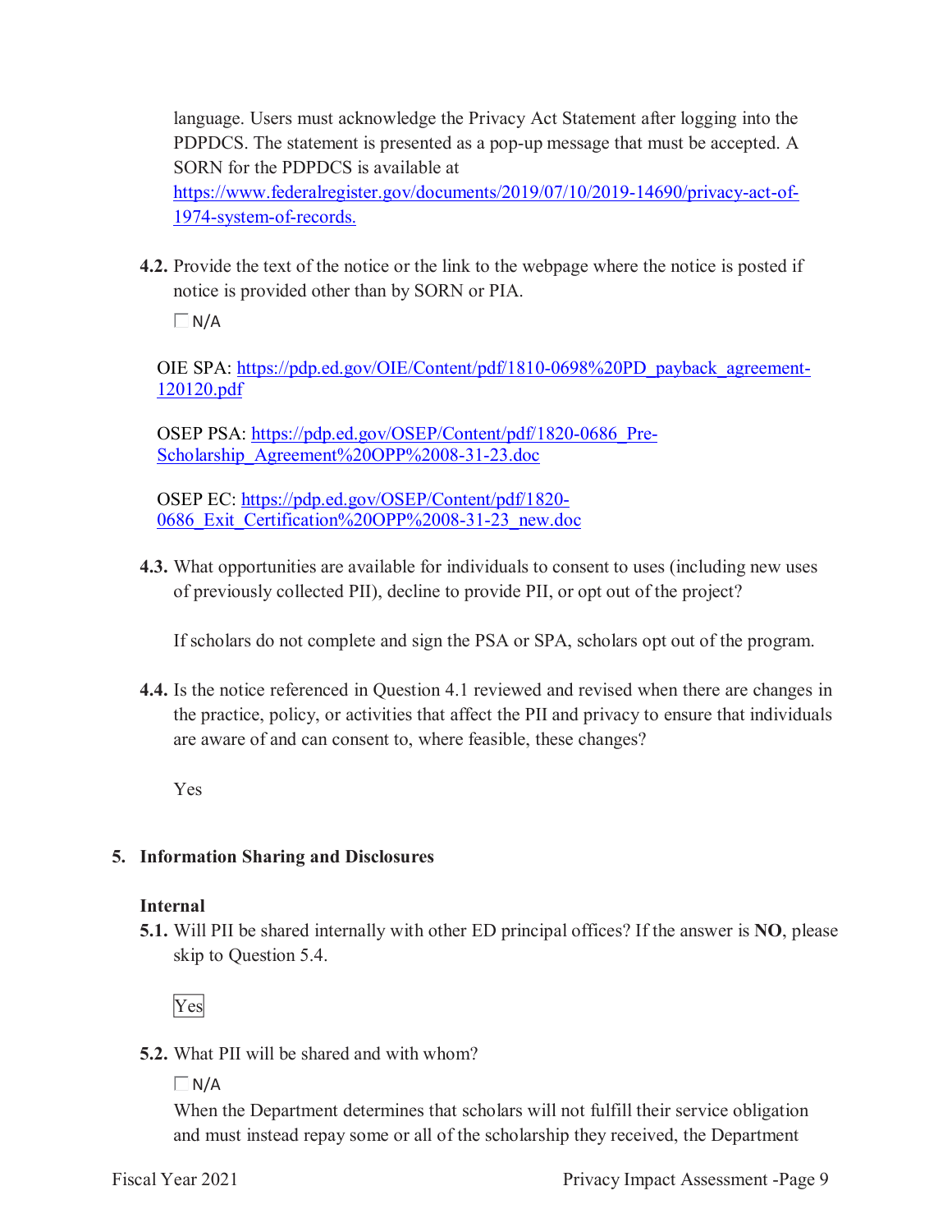language. Users must acknowledge the Privacy Act Statement after logging into the PDPDCS. The statement is presented as a pop-up message that must be accepted. A SORN for the PDPDCS is available at https://www.federalregister.gov/documents/2019/07/10/2019-14690/privacy-act-of-1974-system-of-records.

**4.2.** Provide the text of the notice or the link to the webpage where the notice is posted if notice is provided other than by SORN or PIA.

☐ N/A

OIE SPA: https://pdp.ed.gov/OIE/Content/pdf/1810-0698%20PD_payback_agreement-120120.pdf

OSEP PSA: https://pdp.ed.gov/OSEP/Content/pdf/1820-0686_Pre-Scholarship_Agreement%20OPP%2008-31-23.doc

OSEP EC: https://pdp.ed.gov/OSEP/Content/pdf/1820-0686_Exit_Certification%20OPP%2008-31-23_new.doc

**4.3.** What opportunities are available for individuals to consent to uses (including new uses of previously collected PII), decline to provide PII, or opt out of the project?

If scholars do not complete and sign the PSA or SPA, scholars opt out of the program.

**4.4.** Is the notice referenced in Question 4.1 reviewed and revised when there are changes in the practice, policy, or activities that affect the PII and privacy to ensure that individuals are aware of and can consent to, where feasible, these changes?

Yes

## 5. Information Sharing and Disclosures

### Internal

**5.1.** Will PII be shared internally with other ED principal offices? If the answer is **NO**, please skip to Question 5.4.

Yes

**5.2.** What PII will be shared and with whom?

☐ N/A

When the Department determines that scholars will not fulfill their service obligation and must instead repay some or all of the scholarship they received, the Department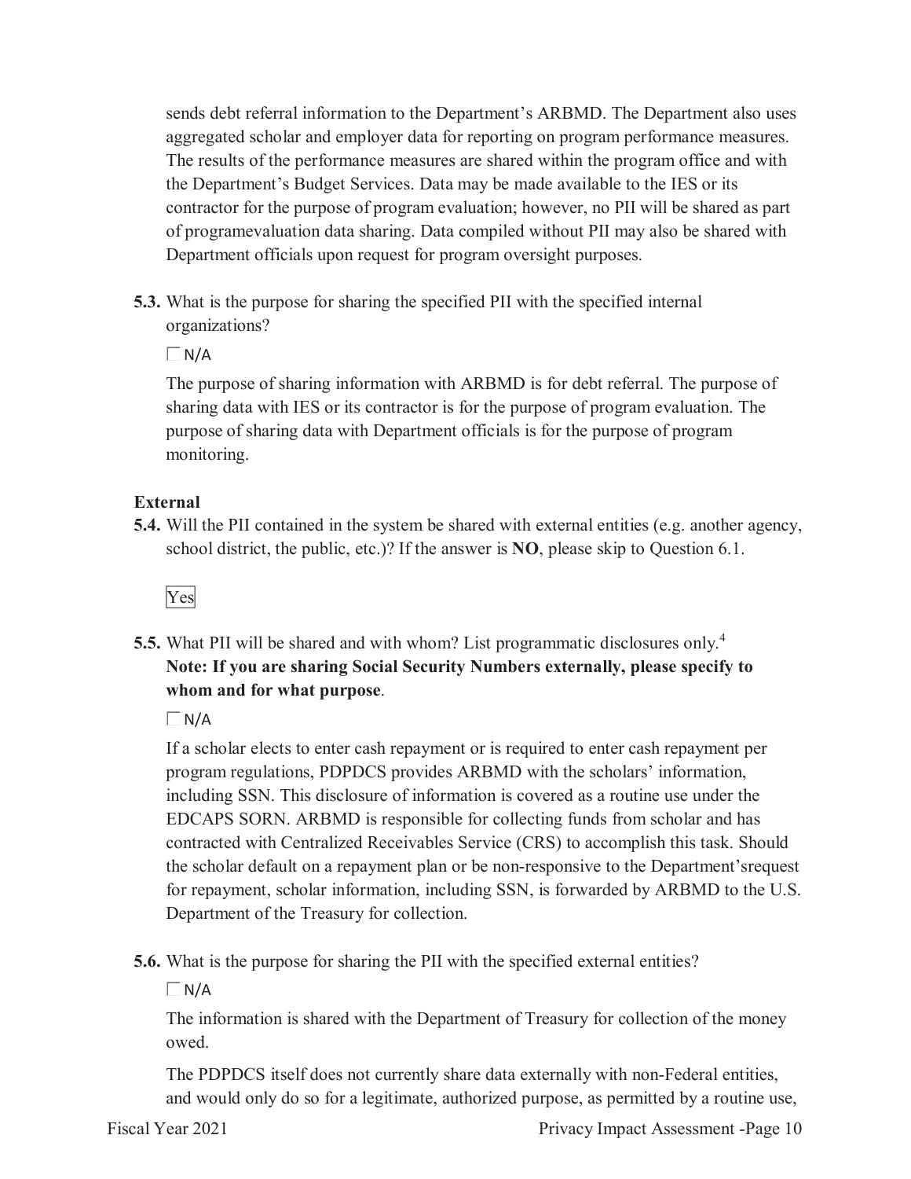sends debt referral information to the Department's ARBMD. The Department also uses aggregated scholar and employer data for reporting on program performance measures. The results of the performance measures are shared within the program office and with the Department's Budget Services. Data may be made available to the IES or its contractor for the purpose of program evaluation; however, no PII will be shared as part of programevaluation data sharing. Data compiled without PII may also be shared with Department officials upon request for program oversight purposes.

**5.3.** What is the purpose for sharing the specified PII with the specified internal organizations?

☐ N/A

The purpose of sharing information with ARBMD is for debt referral. The purpose of sharing data with IES or its contractor is for the purpose of program evaluation. The purpose of sharing data with Department officials is for the purpose of program monitoring.

**External**

**5.4.** Will the PII contained in the system be shared with external entities (e.g. another agency, school district, the public, etc.)? If the answer is **NO**, please skip to Question 6.1.

Yes

**5.5.** What PII will be shared and with whom? List programmatic disclosures only.[4]
**Note: If you are sharing Social Security Numbers externally, please specify to whom and for what purpose**.

☐ N/A

If a scholar elects to enter cash repayment or is required to enter cash repayment per program regulations, PDPDCS provides ARBMD with the scholars' information, including SSN. This disclosure of information is covered as a routine use under the EDCAPS SORN. ARBMD is responsible for collecting funds from scholar and has contracted with Centralized Receivables Service (CRS) to accomplish this task. Should the scholar default on a repayment plan or be non-responsive to the Department'srequest for repayment, scholar information, including SSN, is forwarded by ARBMD to the U.S. Department of the Treasury for collection.

**5.6.** What is the purpose for sharing the PII with the specified external entities?

☐ N/A

The information is shared with the Department of Treasury for collection of the money owed.

The PDPDCS itself does not currently share data externally with non-Federal entities, and would only do so for a legitimate, authorized purpose, as permitted by a routine use,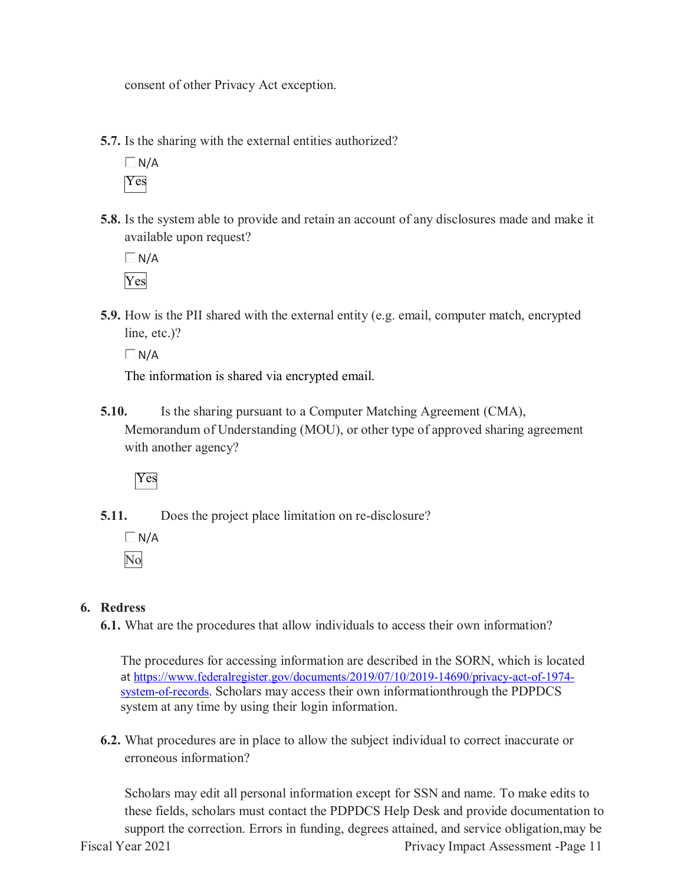consent of other Privacy Act exception.

**5.7.** Is the sharing with the external entities authorized?

☐ N/A

Yes

**5.8.** Is the system able to provide and retain an account of any disclosures made and make it available upon request?

☐ N/A

Yes

**5.9.** How is the PII shared with the external entity (e.g. email, computer match, encrypted line, etc.)?

☐ N/A

The information is shared via encrypted email.

**5.10.** Is the sharing pursuant to a Computer Matching Agreement (CMA), Memorandum of Understanding (MOU), or other type of approved sharing agreement with another agency?

Yes

**5.11.** Does the project place limitation on re-disclosure?

☐ N/A

No

## 6. Redress

**6.1.** What are the procedures that allow individuals to access their own information?

The procedures for accessing information are described in the SORN, which is located at https://www.federalregister.gov/documents/2019/07/10/2019-14690/privacy-act-of-1974-system-of-records. Scholars may access their own informationthrough the PDPDCS system at any time by using their login information.

**6.2.** What procedures are in place to allow the subject individual to correct inaccurate or erroneous information?

Scholars may edit all personal information except for SSN and name. To make edits to these fields, scholars must contact the PDPDCS Help Desk and provide documentation to support the correction. Errors in funding, degrees attained, and service obligation,may be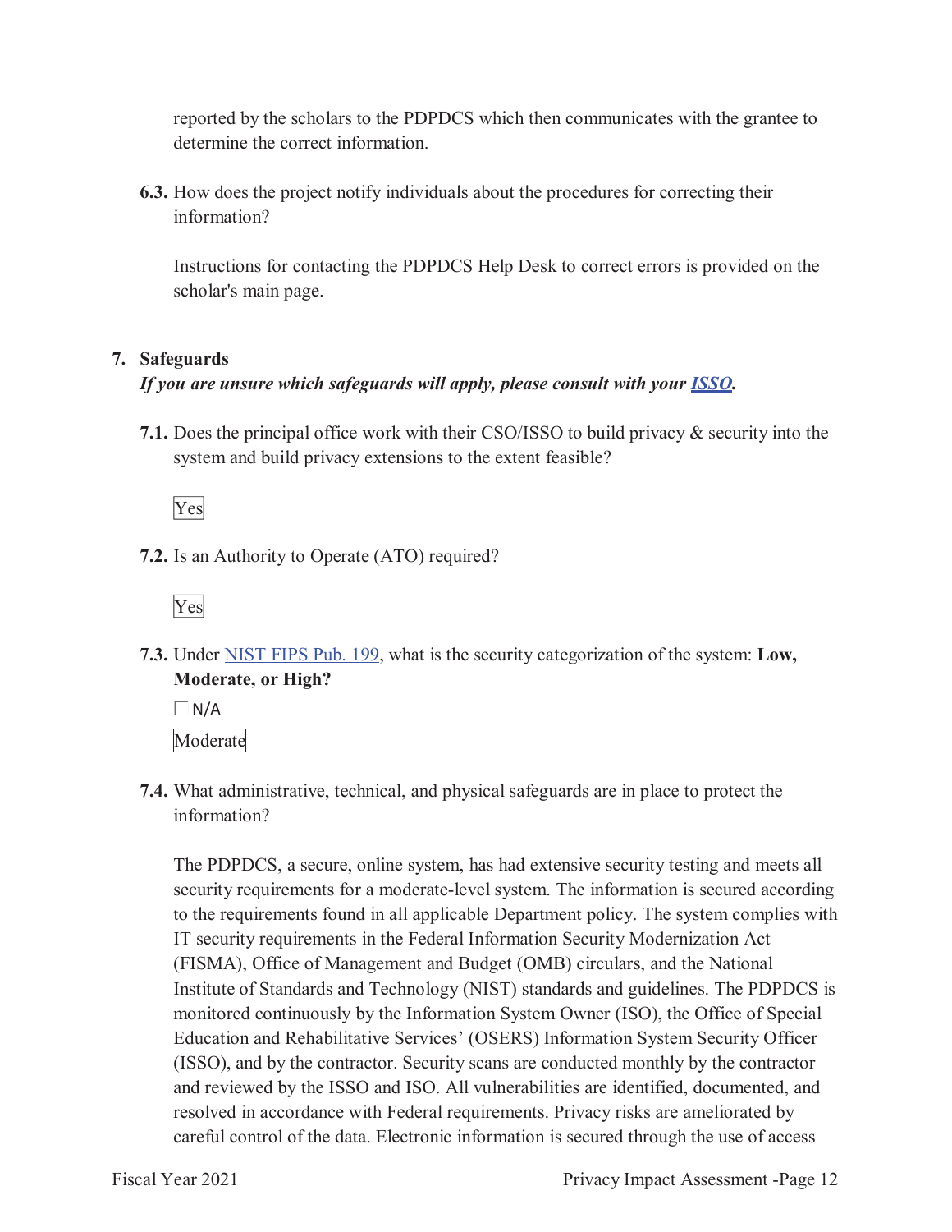reported by the scholars to the PDPDCS which then communicates with the grantee to determine the correct information.

**6.3.** How does the project notify individuals about the procedures for correcting their information?

Instructions for contacting the PDPDCS Help Desk to correct errors is provided on the scholar's main page.

## 7. Safeguards

***If you are unsure which safeguards will apply, please consult with your [ISSO](#).***

**7.1.** Does the principal office work with their CSO/ISSO to build privacy & security into the system and build privacy extensions to the extent feasible?

Yes

**7.2.** Is an Authority to Operate (ATO) required?

Yes

**7.3.** Under [NIST FIPS Pub. 199](#), what is the security categorization of the system: **Low, Moderate, or High?**

☐ N/A

Moderate

**7.4.** What administrative, technical, and physical safeguards are in place to protect the information?

The PDPDCS, a secure, online system, has had extensive security testing and meets all security requirements for a moderate-level system. The information is secured according to the requirements found in all applicable Department policy. The system complies with IT security requirements in the Federal Information Security Modernization Act (FISMA), Office of Management and Budget (OMB) circulars, and the National Institute of Standards and Technology (NIST) standards and guidelines. The PDPDCS is monitored continuously by the Information System Owner (ISO), the Office of Special Education and Rehabilitative Services' (OSERS) Information System Security Officer (ISSO), and by the contractor. Security scans are conducted monthly by the contractor and reviewed by the ISSO and ISO. All vulnerabilities are identified, documented, and resolved in accordance with Federal requirements. Privacy risks are ameliorated by careful control of the data. Electronic information is secured through the use of access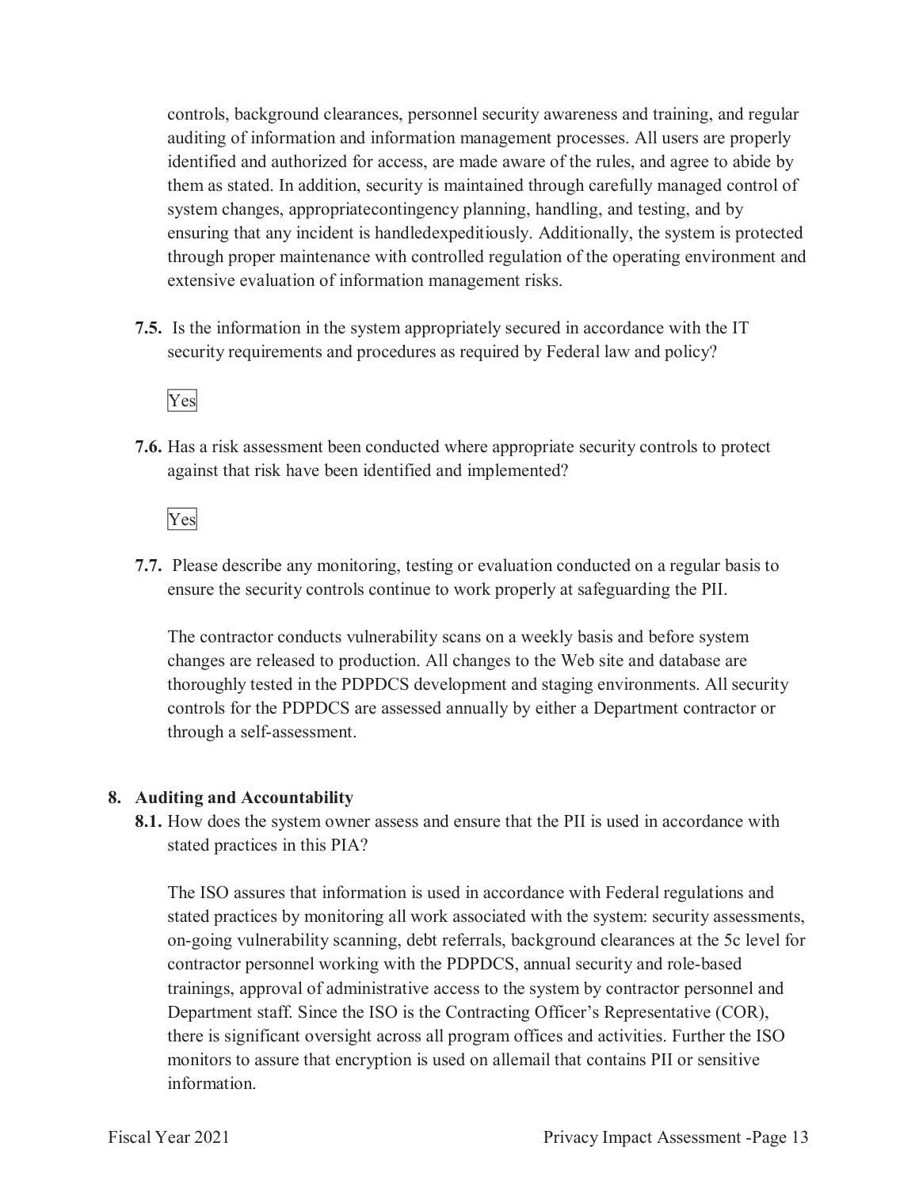controls, background clearances, personnel security awareness and training, and regular auditing of information and information management processes. All users are properly identified and authorized for access, are made aware of the rules, and agree to abide by them as stated. In addition, security is maintained through carefully managed control of system changes, appropriatecontingency planning, handling, and testing, and by ensuring that any incident is handledexpeditiously. Additionally, the system is protected through proper maintenance with controlled regulation of the operating environment and extensive evaluation of information management risks.

**7.5.** Is the information in the system appropriately secured in accordance with the IT security requirements and procedures as required by Federal law and policy?

Yes

**7.6.** Has a risk assessment been conducted where appropriate security controls to protect against that risk have been identified and implemented?

Yes

**7.7.** Please describe any monitoring, testing or evaluation conducted on a regular basis to ensure the security controls continue to work properly at safeguarding the PII.

The contractor conducts vulnerability scans on a weekly basis and before system changes are released to production. All changes to the Web site and database are thoroughly tested in the PDPDCS development and staging environments. All security controls for the PDPDCS are assessed annually by either a Department contractor or through a self-assessment.

## 8. Auditing and Accountability

**8.1.** How does the system owner assess and ensure that the PII is used in accordance with stated practices in this PIA?

The ISO assures that information is used in accordance with Federal regulations and stated practices by monitoring all work associated with the system: security assessments, on-going vulnerability scanning, debt referrals, background clearances at the 5c level for contractor personnel working with the PDPDCS, annual security and role-based trainings, approval of administrative access to the system by contractor personnel and Department staff. Since the ISO is the Contracting Officer's Representative (COR), there is significant oversight across all program offices and activities. Further the ISO monitors to assure that encryption is used on allemail that contains PII or sensitive information.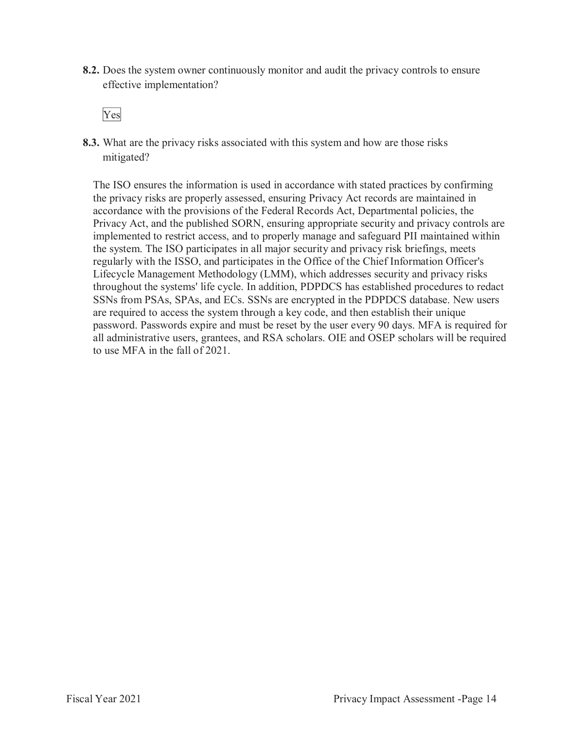**8.2.** Does the system owner continuously monitor and audit the privacy controls to ensure effective implementation?

Yes

**8.3.** What are the privacy risks associated with this system and how are those risks mitigated?

The ISO ensures the information is used in accordance with stated practices by confirming the privacy risks are properly assessed, ensuring Privacy Act records are maintained in accordance with the provisions of the Federal Records Act, Departmental policies, the Privacy Act, and the published SORN, ensuring appropriate security and privacy controls are implemented to restrict access, and to properly manage and safeguard PII maintained within the system. The ISO participates in all major security and privacy risk briefings, meets regularly with the ISSO, and participates in the Office of the Chief Information Officer's Lifecycle Management Methodology (LMM), which addresses security and privacy risks throughout the systems' life cycle. In addition, PDPDCS has established procedures to redact SSNs from PSAs, SPAs, and ECs. SSNs are encrypted in the PDPDCS database. New users are required to access the system through a key code, and then establish their unique password. Passwords expire and must be reset by the user every 90 days. MFA is required for all administrative users, grantees, and RSA scholars. OIE and OSEP scholars will be required to use MFA in the fall of 2021.